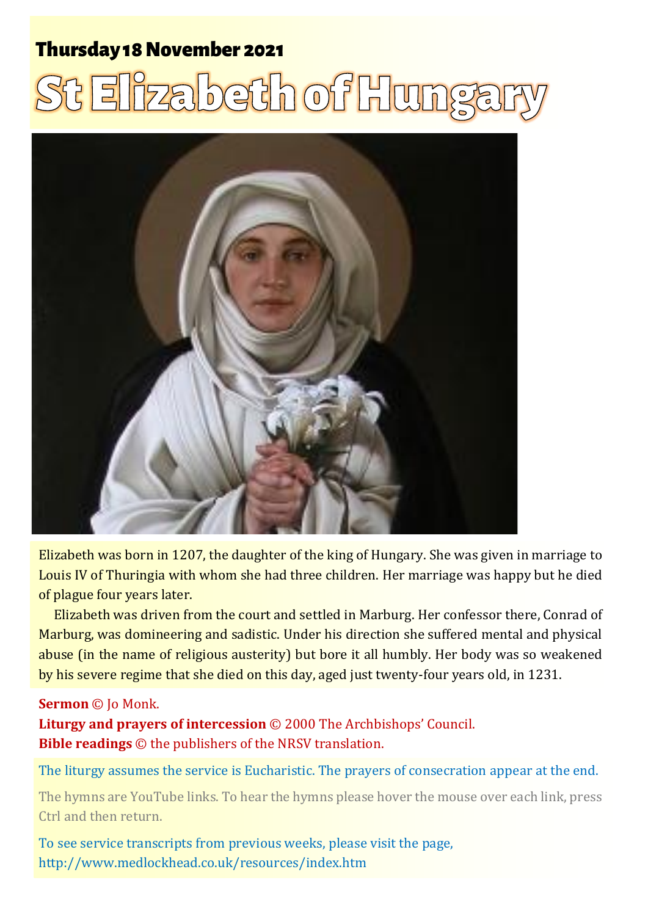## Thursday 18 November 2021

# St Elizabeth of Hungary

Elizabeth was born in 1207, the daughter of the king of Hungary. She was given in marriage to Louis IV of Thuringia with whom she had three children. Her marriage was happy but he died of plague four years later.

Elizabeth was driven from the court and settled in Marburg. Her confessor there, Conrad of Marburg, was domineering and sadistic. Under his direction she suffered mental and physical abuse (in the name of religious austerity) but bore it all humbly. Her body was so weakened by his severe regime that she died on this day, aged just twenty-four years old, in 1231.

**Sermon** © Jo Monk.
**Liturgy and prayers of intercession** © 2000 The Archbishops' Council.
**Bible readings** © the publishers of the NRSV translation.

The liturgy assumes the service is Eucharistic. The prayers of consecration appear at the end.

The hymns are YouTube links. To hear the hymns please hover the mouse over each link, press Ctrl and then return.

To see service transcripts from previous weeks, please visit the page, http://www.medlockhead.co.uk/resources/index.htm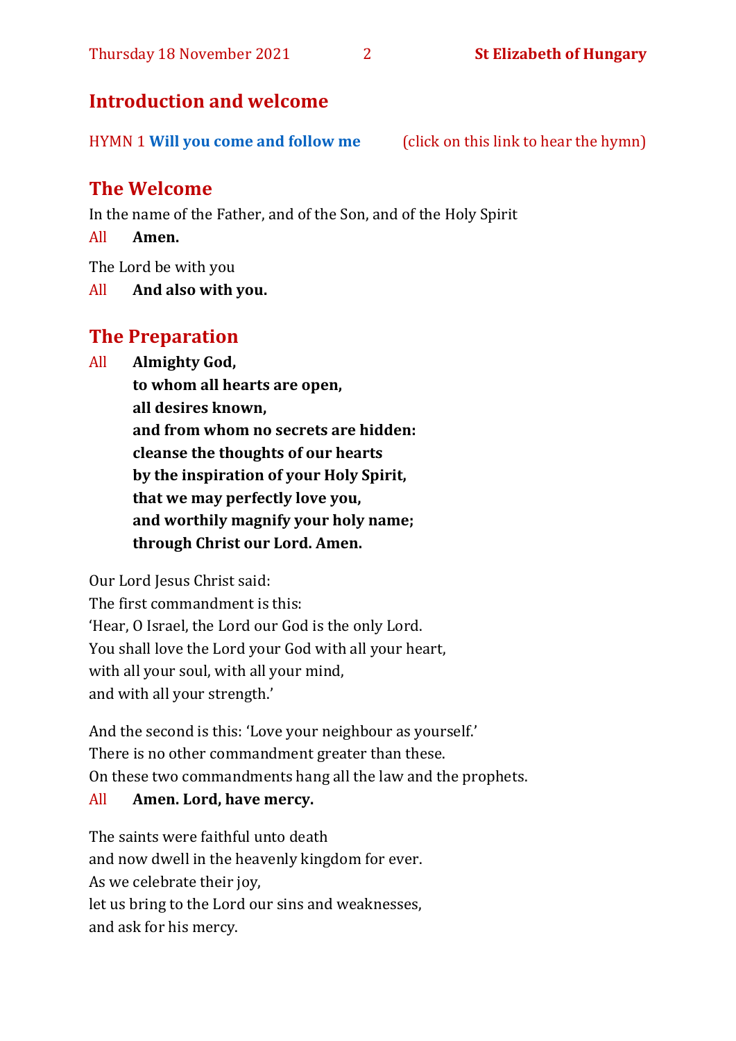## Introduction and welcome

HYMN 1 **Will you come and follow me** (click on this link to hear the hymn)

## The Welcome

In the name of the Father, and of the Son, and of the Holy Spirit

All **Amen.**

The Lord be with you

All **And also with you.**

## The Preparation

All **Almighty God,**
**to whom all hearts are open,**
**all desires known,**
**and from whom no secrets are hidden:**
**cleanse the thoughts of our hearts**
**by the inspiration of your Holy Spirit,**
**that we may perfectly love you,**
**and worthily magnify your holy name;**
**through Christ our Lord. Amen.**

Our Lord Jesus Christ said:
The first commandment is this:
'Hear, O Israel, the Lord our God is the only Lord.
You shall love the Lord your God with all your heart,
with all your soul, with all your mind,
and with all your strength.'

And the second is this: 'Love your neighbour as yourself.'
There is no other commandment greater than these.
On these two commandments hang all the law and the prophets.

All **Amen. Lord, have mercy.**

The saints were faithful unto death
and now dwell in the heavenly kingdom for ever.
As we celebrate their joy,
let us bring to the Lord our sins and weaknesses,
and ask for his mercy.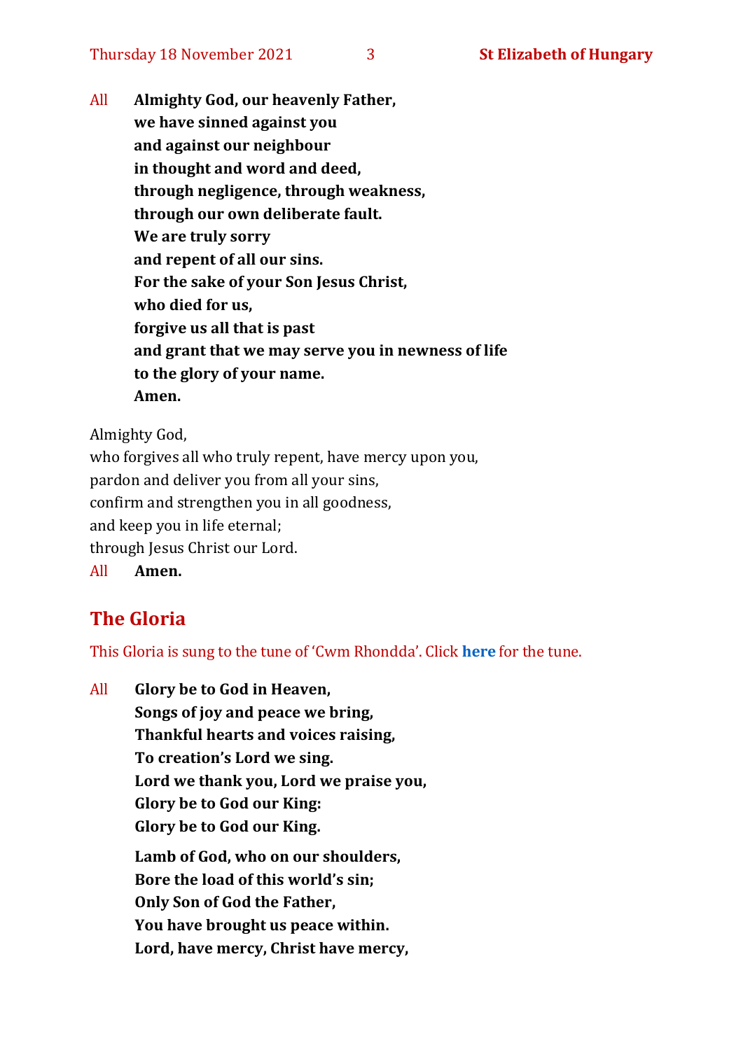All **Almighty God, our heavenly Father,**
**we have sinned against you**
**and against our neighbour**
**in thought and word and deed,**
**through negligence, through weakness,**
**through our own deliberate fault.**
**We are truly sorry**
**and repent of all our sins.**
**For the sake of your Son Jesus Christ,**
**who died for us,**
**forgive us all that is past**
**and grant that we may serve you in newness of life**
**to the glory of your name.**
**Amen.**

Almighty God,
who forgives all who truly repent, have mercy upon you,
pardon and deliver you from all your sins,
confirm and strengthen you in all goodness,
and keep you in life eternal;
through Jesus Christ our Lord.

All **Amen.**

## The Gloria

This Gloria is sung to the tune of 'Cwm Rhondda'. Click **here** for the tune.

All **Glory be to God in Heaven,**
**Songs of joy and peace we bring,**
**Thankful hearts and voices raising,**
**To creation's Lord we sing.**
**Lord we thank you, Lord we praise you,**
**Glory be to God our King:**
**Glory be to God our King.**

**Lamb of God, who on our shoulders,**
**Bore the load of this world's sin;**
**Only Son of God the Father,**
**You have brought us peace within.**
**Lord, have mercy, Christ have mercy,**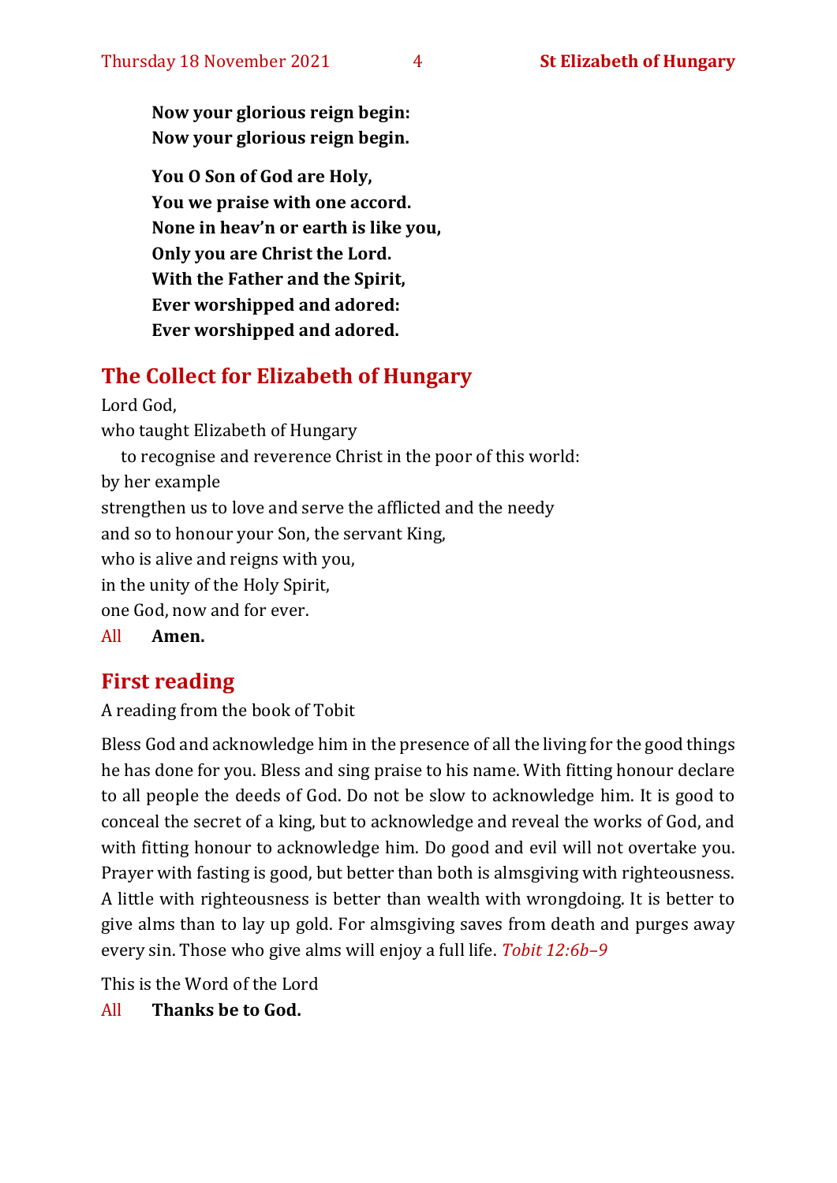**Now your glorious reign begin:**
**Now your glorious reign begin.**

**You O Son of God are Holy,**
**You we praise with one accord.**
**None in heav'n or earth is like you,**
**Only you are Christ the Lord.**
**With the Father and the Spirit,**
**Ever worshipped and adored:**
**Ever worshipped and adored.**

## The Collect for Elizabeth of Hungary

Lord God,
who taught Elizabeth of Hungary
to recognise and reverence Christ in the poor of this world:
by her example
strengthen us to love and serve the afflicted and the needy
and so to honour your Son, the servant King,
who is alive and reigns with you,
in the unity of the Holy Spirit,
one God, now and for ever.

All **Amen.**

## First reading

A reading from the book of Tobit

Bless God and acknowledge him in the presence of all the living for the good things he has done for you. Bless and sing praise to his name. With fitting honour declare to all people the deeds of God. Do not be slow to acknowledge him. It is good to conceal the secret of a king, but to acknowledge and reveal the works of God, and with fitting honour to acknowledge him. Do good and evil will not overtake you. Prayer with fasting is good, but better than both is almsgiving with righteousness. A little with righteousness is better than wealth with wrongdoing. It is better to give alms than to lay up gold. For almsgiving saves from death and purges away every sin. Those who give alms will enjoy a full life. *Tobit 12:6b–9*

This is the Word of the Lord

All **Thanks be to God.**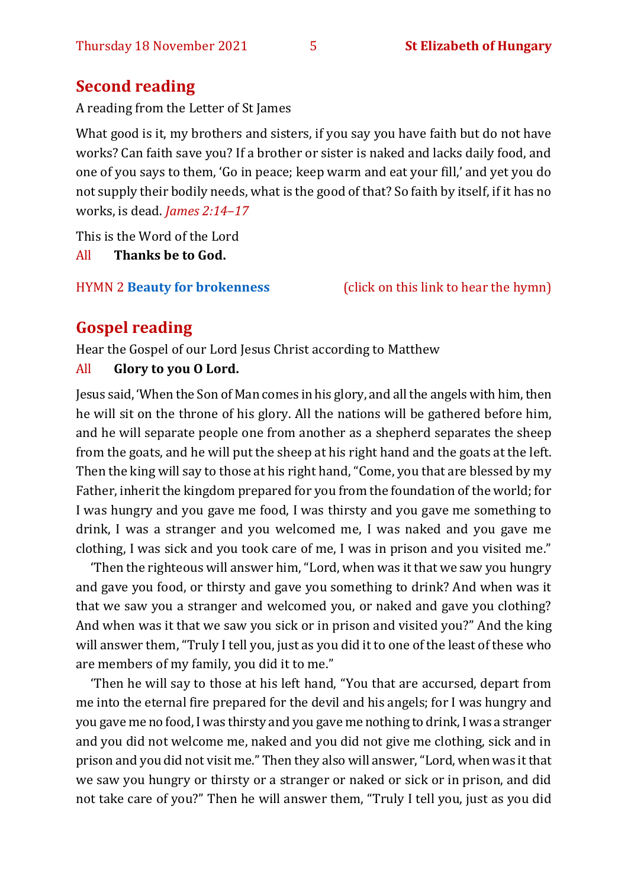## Second reading

A reading from the Letter of St James

What good is it, my brothers and sisters, if you say you have faith but do not have works? Can faith save you? If a brother or sister is naked and lacks daily food, and one of you says to them, 'Go in peace; keep warm and eat your fill,' and yet you do not supply their bodily needs, what is the good of that? So faith by itself, if it has no works, is dead. *James 2:14–17*

This is the Word of the Lord

All **Thanks be to God.**

HYMN 2 **Beauty for brokenness** (click on this link to hear the hymn)

## Gospel reading

Hear the Gospel of our Lord Jesus Christ according to Matthew

All **Glory to you O Lord.**

Jesus said, 'When the Son of Man comes in his glory, and all the angels with him, then he will sit on the throne of his glory. All the nations will be gathered before him, and he will separate people one from another as a shepherd separates the sheep from the goats, and he will put the sheep at his right hand and the goats at the left. Then the king will say to those at his right hand, "Come, you that are blessed by my Father, inherit the kingdom prepared for you from the foundation of the world; for I was hungry and you gave me food, I was thirsty and you gave me something to drink, I was a stranger and you welcomed me, I was naked and you gave me clothing, I was sick and you took care of me, I was in prison and you visited me."

'Then the righteous will answer him, "Lord, when was it that we saw you hungry and gave you food, or thirsty and gave you something to drink? And when was it that we saw you a stranger and welcomed you, or naked and gave you clothing? And when was it that we saw you sick or in prison and visited you?" And the king will answer them, "Truly I tell you, just as you did it to one of the least of these who are members of my family, you did it to me."

'Then he will say to those at his left hand, "You that are accursed, depart from me into the eternal fire prepared for the devil and his angels; for I was hungry and you gave me no food, I was thirsty and you gave me nothing to drink, I was a stranger and you did not welcome me, naked and you did not give me clothing, sick and in prison and you did not visit me." Then they also will answer, "Lord, when was it that we saw you hungry or thirsty or a stranger or naked or sick or in prison, and did not take care of you?" Then he will answer them, "Truly I tell you, just as you did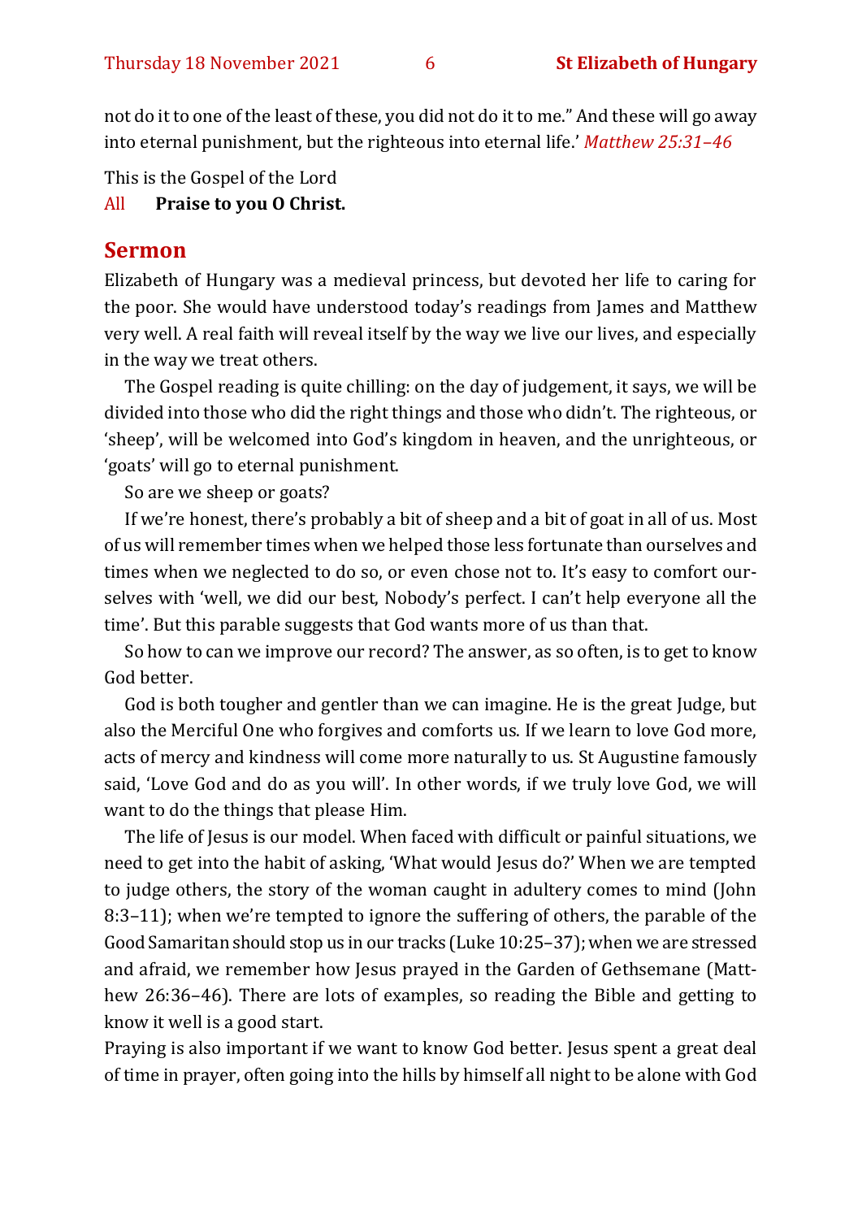not do it to one of the least of these, you did not do it to me." And these will go away into eternal punishment, but the righteous into eternal life.' *Matthew 25:31–46*

This is the Gospel of the Lord
All **Praise to you O Christ.**

## Sermon

Elizabeth of Hungary was a medieval princess, but devoted her life to caring for the poor. She would have understood today's readings from James and Matthew very well. A real faith will reveal itself by the way we live our lives, and especially in the way we treat others.

The Gospel reading is quite chilling: on the day of judgement, it says, we will be divided into those who did the right things and those who didn't. The righteous, or 'sheep', will be welcomed into God's kingdom in heaven, and the unrighteous, or 'goats' will go to eternal punishment.

So are we sheep or goats?

If we're honest, there's probably a bit of sheep and a bit of goat in all of us. Most of us will remember times when we helped those less fortunate than ourselves and times when we neglected to do so, or even chose not to. It's easy to comfort ourselves with 'well, we did our best, Nobody's perfect. I can't help everyone all the time'. But this parable suggests that God wants more of us than that.

So how to can we improve our record? The answer, as so often, is to get to know God better.

God is both tougher and gentler than we can imagine. He is the great Judge, but also the Merciful One who forgives and comforts us. If we learn to love God more, acts of mercy and kindness will come more naturally to us. St Augustine famously said, 'Love God and do as you will'. In other words, if we truly love God, we will want to do the things that please Him.

The life of Jesus is our model. When faced with difficult or painful situations, we need to get into the habit of asking, 'What would Jesus do?' When we are tempted to judge others, the story of the woman caught in adultery comes to mind (John 8:3–11); when we're tempted to ignore the suffering of others, the parable of the Good Samaritan should stop us in our tracks (Luke 10:25–37); when we are stressed and afraid, we remember how Jesus prayed in the Garden of Gethsemane (Matthew 26:36–46). There are lots of examples, so reading the Bible and getting to know it well is a good start.

Praying is also important if we want to know God better. Jesus spent a great deal of time in prayer, often going into the hills by himself all night to be alone with God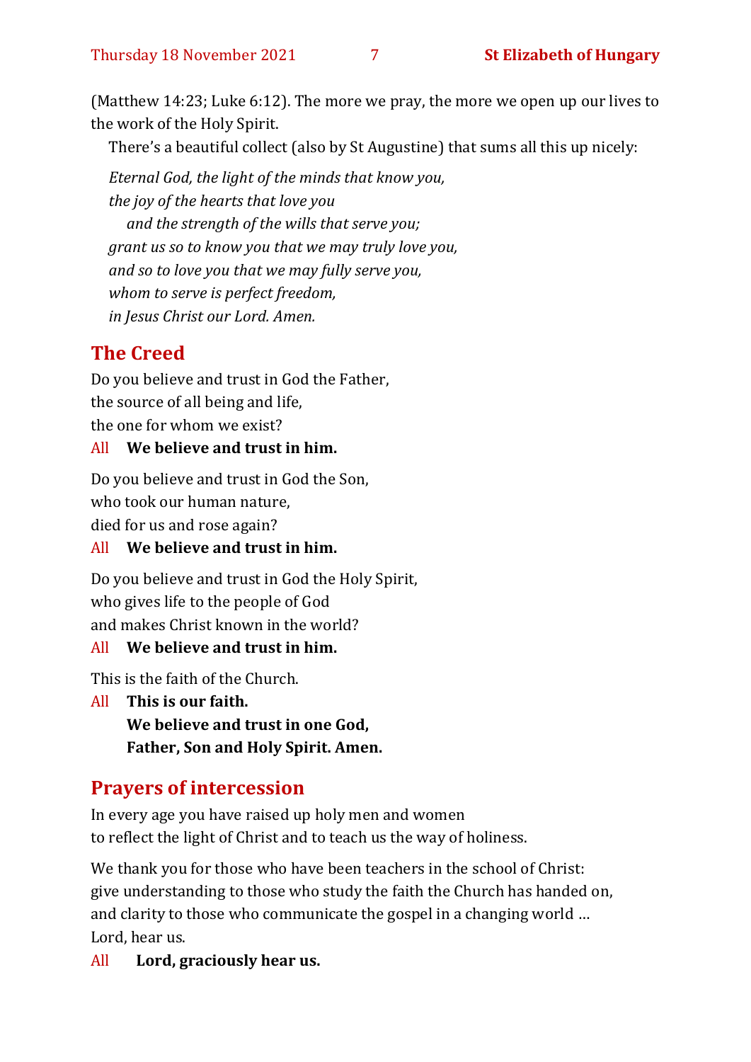(Matthew 14:23; Luke 6:12). The more we pray, the more we open up our lives to the work of the Holy Spirit.

There's a beautiful collect (also by St Augustine) that sums all this up nicely:

*Eternal God, the light of the minds that know you,*
*the joy of the hearts that love you*
*and the strength of the wills that serve you;*
*grant us so to know you that we may truly love you,*
*and so to love you that we may fully serve you,*
*whom to serve is perfect freedom,*
*in Jesus Christ our Lord. Amen.*

## The Creed

Do you believe and trust in God the Father,
the source of all being and life,
the one for whom we exist?

All **We believe and trust in him.**

Do you believe and trust in God the Son,
who took our human nature,
died for us and rose again?

All **We believe and trust in him.**

Do you believe and trust in God the Holy Spirit,
who gives life to the people of God
and makes Christ known in the world?

All **We believe and trust in him.**

This is the faith of the Church.

All **This is our faith.**
**We believe and trust in one God,**
**Father, Son and Holy Spirit. Amen.**

## Prayers of intercession

In every age you have raised up holy men and women
to reflect the light of Christ and to teach us the way of holiness.

We thank you for those who have been teachers in the school of Christ:
give understanding to those who study the faith the Church has handed on,
and clarity to those who communicate the gospel in a changing world …
Lord, hear us.

All **Lord, graciously hear us.**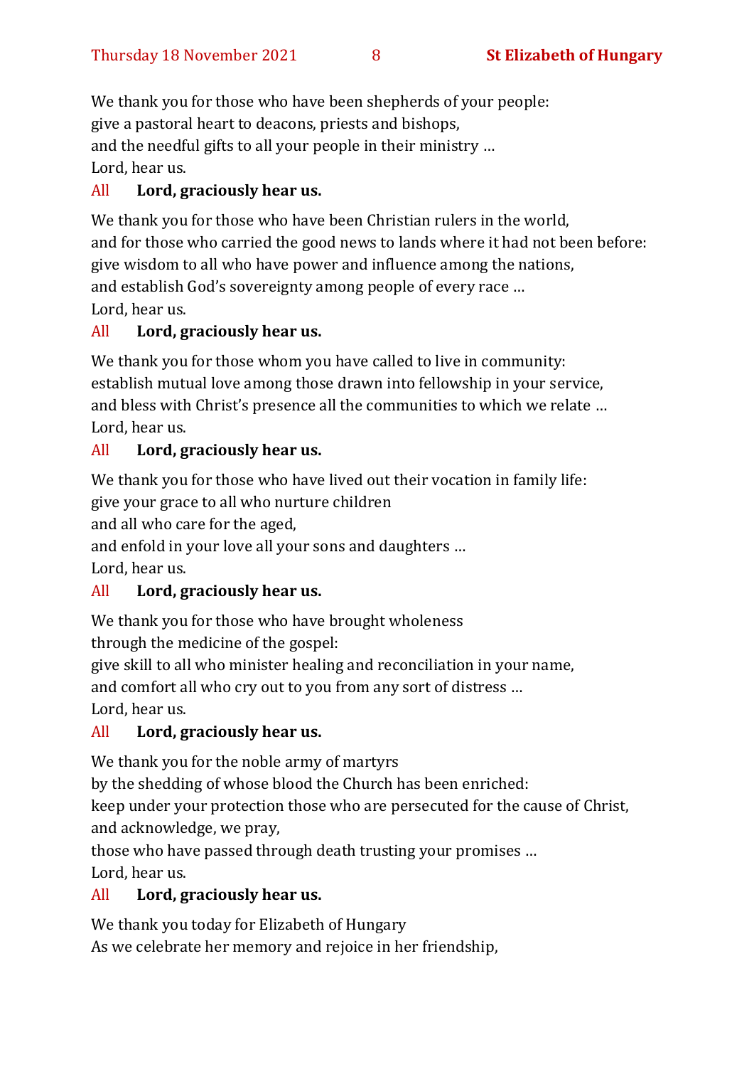We thank you for those who have been shepherds of your people:
give a pastoral heart to deacons, priests and bishops,
and the needful gifts to all your people in their ministry …
Lord, hear us.

All **Lord, graciously hear us.**

We thank you for those who have been Christian rulers in the world,
and for those who carried the good news to lands where it had not been before:
give wisdom to all who have power and influence among the nations,
and establish God's sovereignty among people of every race …
Lord, hear us.

All **Lord, graciously hear us.**

We thank you for those whom you have called to live in community:
establish mutual love among those drawn into fellowship in your service,
and bless with Christ's presence all the communities to which we relate …
Lord, hear us.

All **Lord, graciously hear us.**

We thank you for those who have lived out their vocation in family life:
give your grace to all who nurture children
and all who care for the aged,
and enfold in your love all your sons and daughters …
Lord, hear us.

All **Lord, graciously hear us.**

We thank you for those who have brought wholeness
through the medicine of the gospel:
give skill to all who minister healing and reconciliation in your name,
and comfort all who cry out to you from any sort of distress …
Lord, hear us.

All **Lord, graciously hear us.**

We thank you for the noble army of martyrs
by the shedding of whose blood the Church has been enriched:
keep under your protection those who are persecuted for the cause of Christ,
and acknowledge, we pray,
those who have passed through death trusting your promises …
Lord, hear us.

All **Lord, graciously hear us.**

We thank you today for Elizabeth of Hungary
As we celebrate her memory and rejoice in her friendship,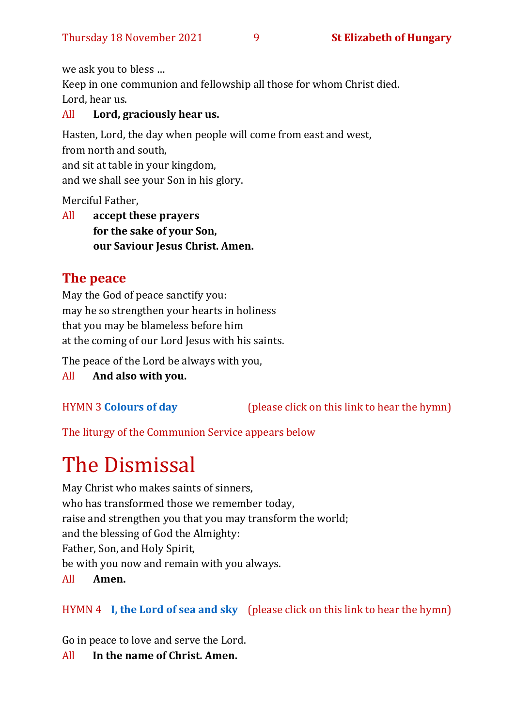we ask you to bless …
Keep in one communion and fellowship all those for whom Christ died.
Lord, hear us.

All **Lord, graciously hear us.**

Hasten, Lord, the day when people will come from east and west,
from north and south,
and sit at table in your kingdom,
and we shall see your Son in his glory.

Merciful Father,

All **accept these prayers**
**for the sake of your Son,**
**our Saviour Jesus Christ. Amen.**

## The peace

May the God of peace sanctify you:
may he so strengthen your hearts in holiness
that you may be blameless before him
at the coming of our Lord Jesus with his saints.

The peace of the Lord be always with you,

All **And also with you.**

HYMN 3 **Colours of day** (please click on this link to hear the hymn)

The liturgy of the Communion Service appears below

# The Dismissal

May Christ who makes saints of sinners,
who has transformed those we remember today,
raise and strengthen you that you may transform the world;
and the blessing of God the Almighty:
Father, Son, and Holy Spirit,
be with you now and remain with you always.

All **Amen.**

HYMN 4 **I, the Lord of sea and sky** (please click on this link to hear the hymn)

Go in peace to love and serve the Lord.

All **In the name of Christ. Amen.**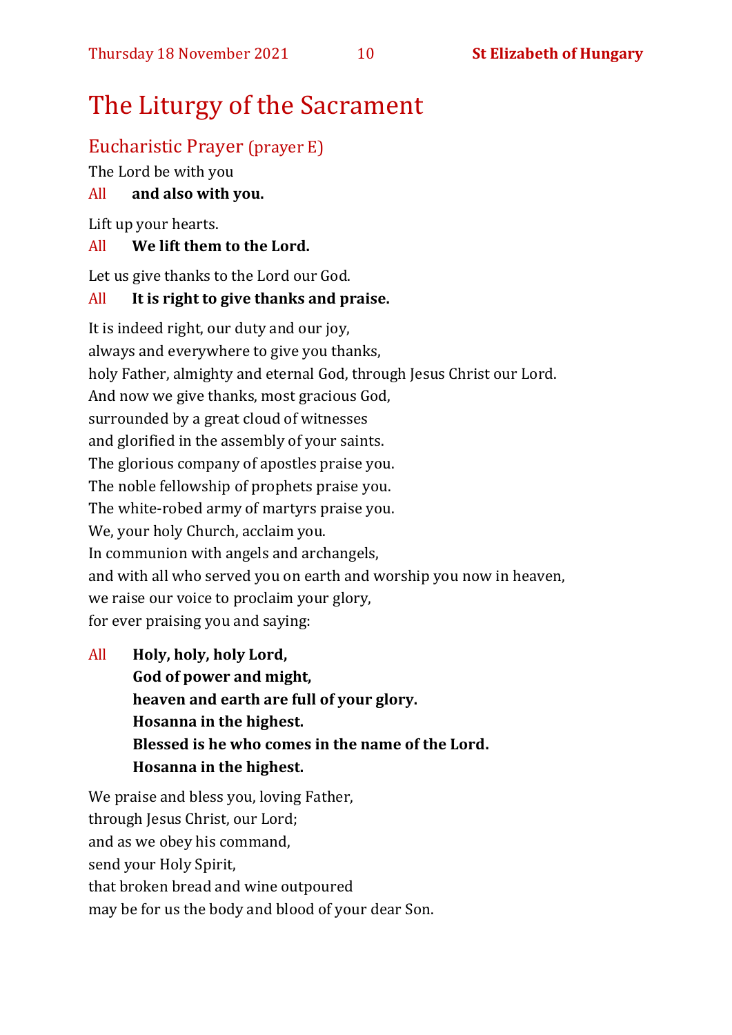# The Liturgy of the Sacrament

## Eucharistic Prayer (prayer E)

The Lord be with you

All **and also with you.**

Lift up your hearts.

All **We lift them to the Lord.**

Let us give thanks to the Lord our God.

All **It is right to give thanks and praise.**

It is indeed right, our duty and our joy,
always and everywhere to give you thanks,
holy Father, almighty and eternal God, through Jesus Christ our Lord.
And now we give thanks, most gracious God,
surrounded by a great cloud of witnesses
and glorified in the assembly of your saints.
The glorious company of apostles praise you.
The noble fellowship of prophets praise you.
The white-robed army of martyrs praise you.
We, your holy Church, acclaim you.
In communion with angels and archangels,
and with all who served you on earth and worship you now in heaven,
we raise our voice to proclaim your glory,
for ever praising you and saying:

All **Holy, holy, holy Lord,**
**God of power and might,**
**heaven and earth are full of your glory.**
**Hosanna in the highest.**
**Blessed is he who comes in the name of the Lord.**
**Hosanna in the highest.**

We praise and bless you, loving Father,
through Jesus Christ, our Lord;
and as we obey his command,
send your Holy Spirit,
that broken bread and wine outpoured
may be for us the body and blood of your dear Son.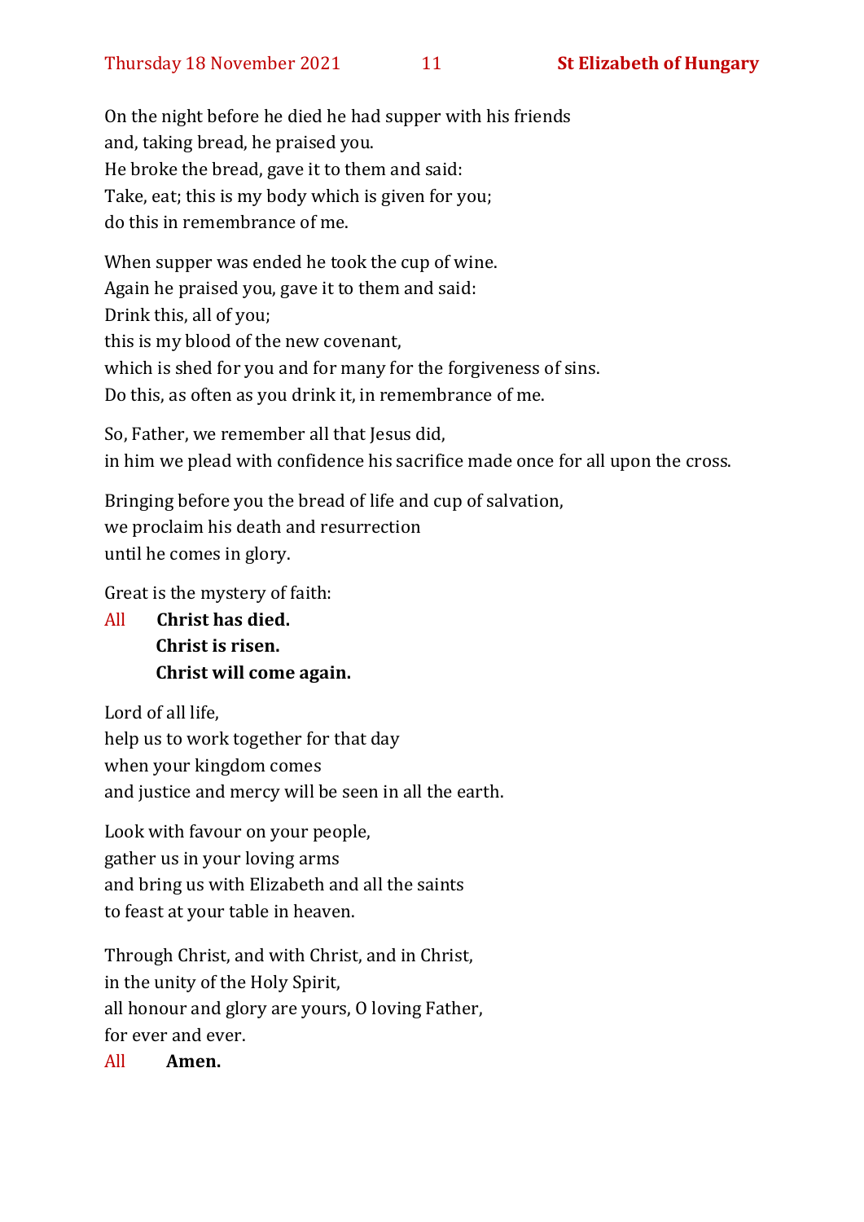On the night before he died he had supper with his friends
and, taking bread, he praised you.
He broke the bread, gave it to them and said:
Take, eat; this is my body which is given for you;
do this in remembrance of me.

When supper was ended he took the cup of wine.
Again he praised you, gave it to them and said:
Drink this, all of you;
this is my blood of the new covenant,
which is shed for you and for many for the forgiveness of sins.
Do this, as often as you drink it, in remembrance of me.

So, Father, we remember all that Jesus did,
in him we plead with confidence his sacrifice made once for all upon the cross.

Bringing before you the bread of life and cup of salvation,
we proclaim his death and resurrection
until he comes in glory.

Great is the mystery of faith:

All **Christ has died.**
**Christ is risen.**
**Christ will come again.**

Lord of all life,
help us to work together for that day
when your kingdom comes
and justice and mercy will be seen in all the earth.

Look with favour on your people,
gather us in your loving arms
and bring us with Elizabeth and all the saints
to feast at your table in heaven.

Through Christ, and with Christ, and in Christ,
in the unity of the Holy Spirit,
all honour and glory are yours, O loving Father,
for ever and ever.

All **Amen.**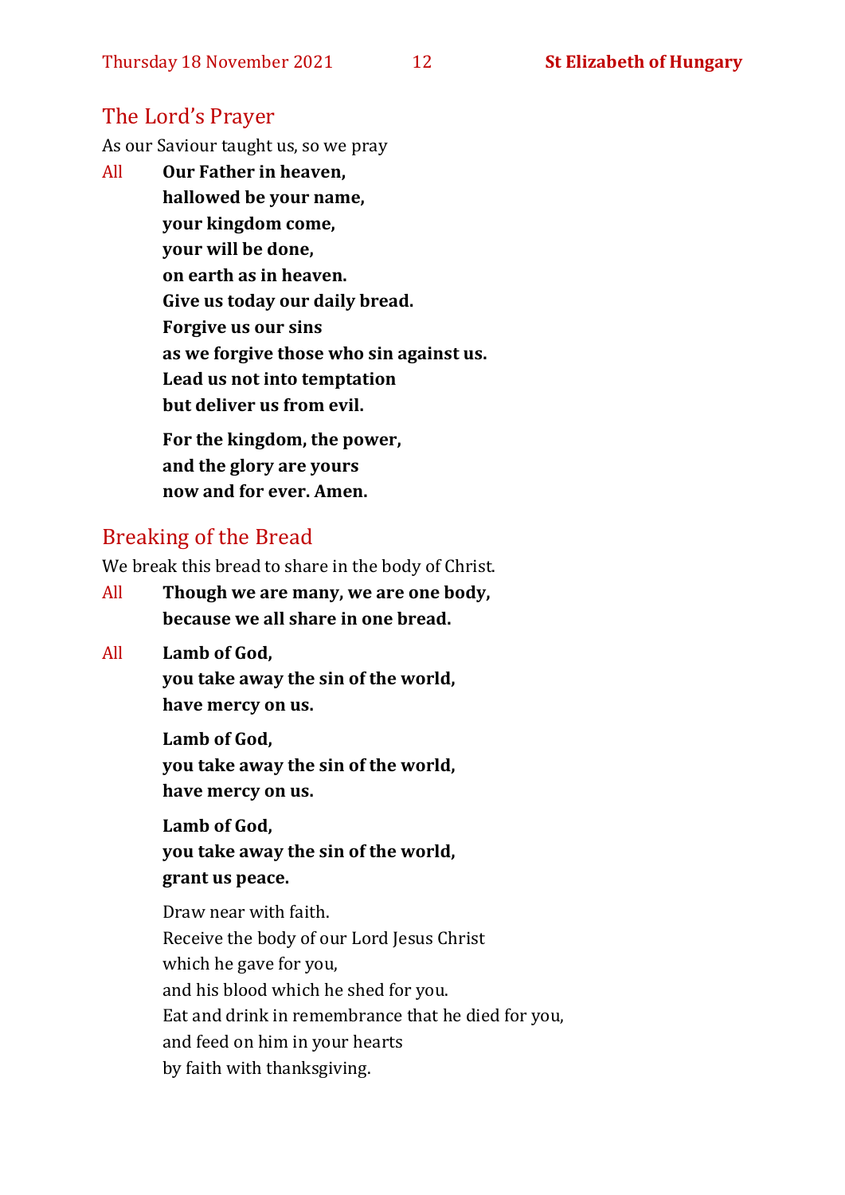## The Lord's Prayer

As our Saviour taught us, so we pray

All **Our Father in heaven,**
**hallowed be your name,**
**your kingdom come,**
**your will be done,**
**on earth as in heaven.**
**Give us today our daily bread.**
**Forgive us our sins**
**as we forgive those who sin against us.**
**Lead us not into temptation**
**but deliver us from evil.**

**For the kingdom, the power,**
**and the glory are yours**
**now and for ever. Amen.**

## Breaking of the Bread

We break this bread to share in the body of Christ.

All **Though we are many, we are one body,**
**because we all share in one bread.**

All **Lamb of God,**
**you take away the sin of the world,**
**have mercy on us.**

**Lamb of God,**
**you take away the sin of the world,**
**have mercy on us.**

**Lamb of God,**
**you take away the sin of the world,**
**grant us peace.**

Draw near with faith.
Receive the body of our Lord Jesus Christ
which he gave for you,
and his blood which he shed for you.
Eat and drink in remembrance that he died for you,
and feed on him in your hearts
by faith with thanksgiving.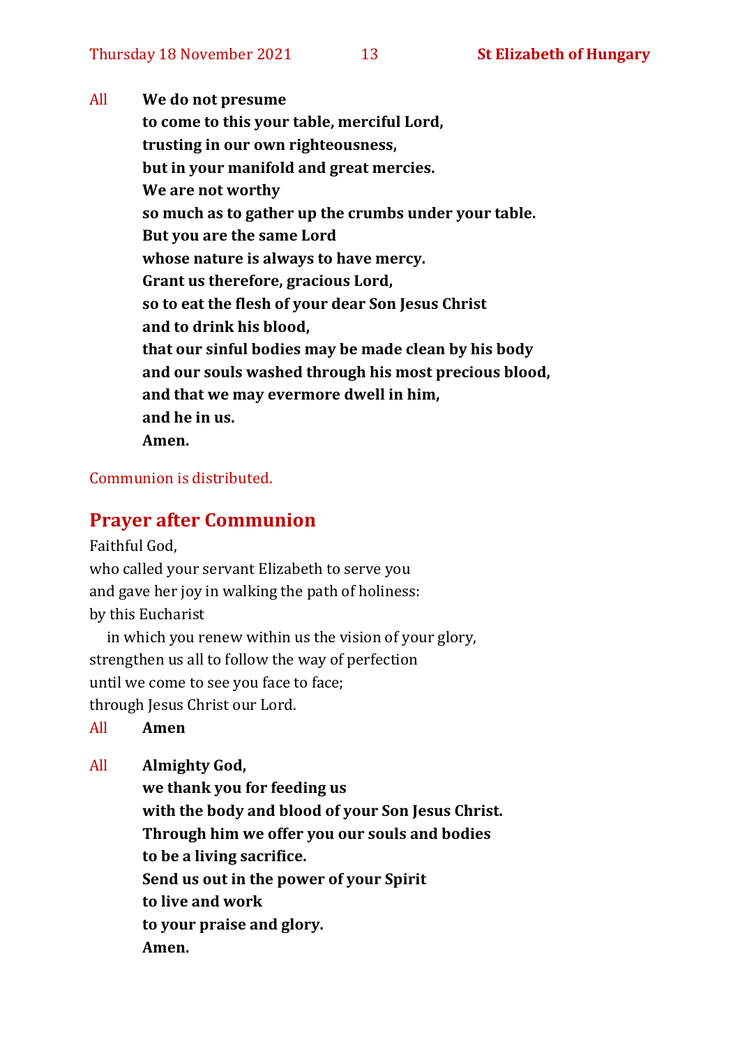All **We do not presume**
**to come to this your table, merciful Lord,**
**trusting in our own righteousness,**
**but in your manifold and great mercies.**
**We are not worthy**
**so much as to gather up the crumbs under your table.**
**But you are the same Lord**
**whose nature is always to have mercy.**
**Grant us therefore, gracious Lord,**
**so to eat the flesh of your dear Son Jesus Christ**
**and to drink his blood,**
**that our sinful bodies may be made clean by his body**
**and our souls washed through his most precious blood,**
**and that we may evermore dwell in him,**
**and he in us.**
**Amen.**

Communion is distributed.

## Prayer after Communion

Faithful God,
who called your servant Elizabeth to serve you
and gave her joy in walking the path of holiness:
by this Eucharist
in which you renew within us the vision of your glory,
strengthen us all to follow the way of perfection
until we come to see you face to face;
through Jesus Christ our Lord.

All **Amen**

All **Almighty God,**
**we thank you for feeding us**
**with the body and blood of your Son Jesus Christ.**
**Through him we offer you our souls and bodies**
**to be a living sacrifice.**
**Send us out in the power of your Spirit**
**to live and work**
**to your praise and glory.**
**Amen.**